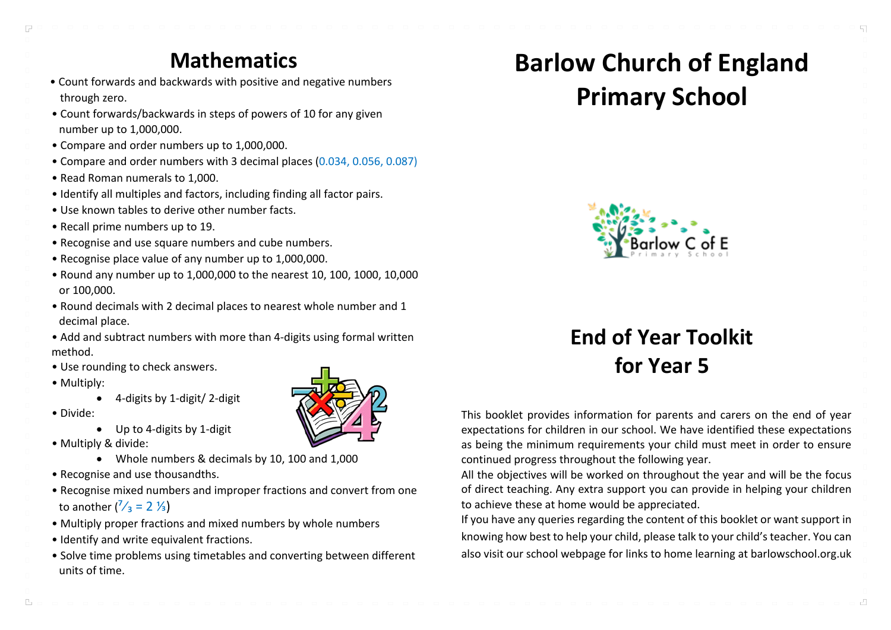## Mathematics

- Count forwards and backwards with positive and negative numbers through zero.
- Count forwards/backwards in steps of powers of 10 for any given number up to 1,000,000.
- Compare and order numbers up to 1,000,000.
- Compare and order numbers with 3 decimal places (0.034, 0.056, 0.087)
- Read Roman numerals to 1,000.
- Identify all multiples and factors, including finding all factor pairs.
- Use known tables to derive other number facts.
- Recall prime numbers up to 19.
- Recognise and use square numbers and cube numbers.
- Recognise place value of any number up to 1,000,000.
- Round any number up to 1,000,000 to the nearest 10, 100, 1000, 10,000 or 100,000.
- Round decimals with 2 decimal places to nearest whole number and 1 decimal place.
- Add and subtract numbers with more than 4-digits using formal written method.
- Use rounding to check answers.
- Multiply:
    - 4-digits by 1-digit/ 2-digit
- Divide:
    - Up to 4-digits by 1-digit
- Multiply & divide:
    - Whole numbers & decimals by 10, 100 and 1,000
- Recognise and use thousandths.
- Recognise mixed numbers and improper fractions and convert from one to another ($\frac{7}{3} = 2\frac{1}{3}$)
- Multiply proper fractions and mixed numbers by whole numbers
- Identify and write equivalent fractions.
- Solve time problems using timetables and converting between different units of time.

# Barlow Church of England Primary School

## End of Year Toolkit for Year 5

This booklet provides information for parents and carers on the end of year expectations for children in our school. We have identified these expectations as being the minimum requirements your child must meet in order to ensure continued progress throughout the following year.

All the objectives will be worked on throughout the year and will be the focus of direct teaching. Any extra support you can provide in helping your children to achieve these at home would be appreciated.

If you have any queries regarding the content of this booklet or want support in knowing how best to help your child, please talk to your child's teacher. You can also visit our school webpage for links to home learning at barlowschool.org.uk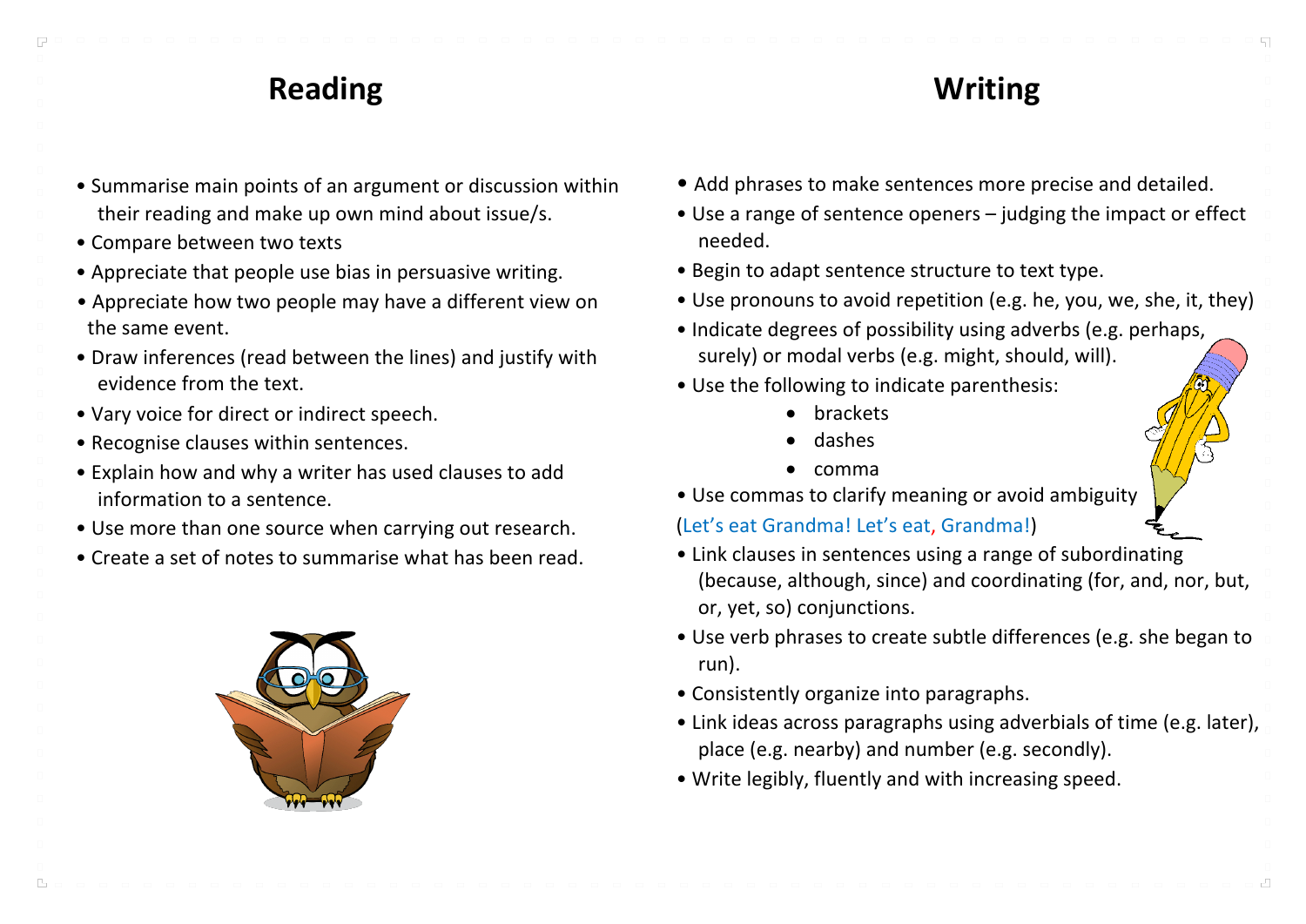## Reading

- Summarise main points of an argument or discussion within their reading and make up own mind about issue/s.
- Compare between two texts
- Appreciate that people use bias in persuasive writing.
- Appreciate how two people may have a different view on the same event.
- Draw inferences (read between the lines) and justify with evidence from the text.
- Vary voice for direct or indirect speech.
- Recognise clauses within sentences.
- Explain how and why a writer has used clauses to add information to a sentence.
- Use more than one source when carrying out research.
- Create a set of notes to summarise what has been read.

## Writing

- Add phrases to make sentences more precise and detailed.
- Use a range of sentence openers – judging the impact or effect needed.
- Begin to adapt sentence structure to text type.
- Use pronouns to avoid repetition (e.g. he, you, we, she, it, they)
- Indicate degrees of possibility using adverbs (e.g. perhaps, surely) or modal verbs (e.g. might, should, will).
- Use the following to indicate parenthesis:
  - brackets
  - dashes
  - comma
- Use commas to clarify meaning or avoid ambiguity (Let's eat Grandma! Let's eat, Grandma!)
- Link clauses in sentences using a range of subordinating (because, although, since) and coordinating (for, and, nor, but, or, yet, so) conjunctions.
- Use verb phrases to create subtle differences (e.g. she began to run).
- Consistently organize into paragraphs.
- Link ideas across paragraphs using adverbials of time (e.g. later), place (e.g. nearby) and number (e.g. secondly).
- Write legibly, fluently and with increasing speed.